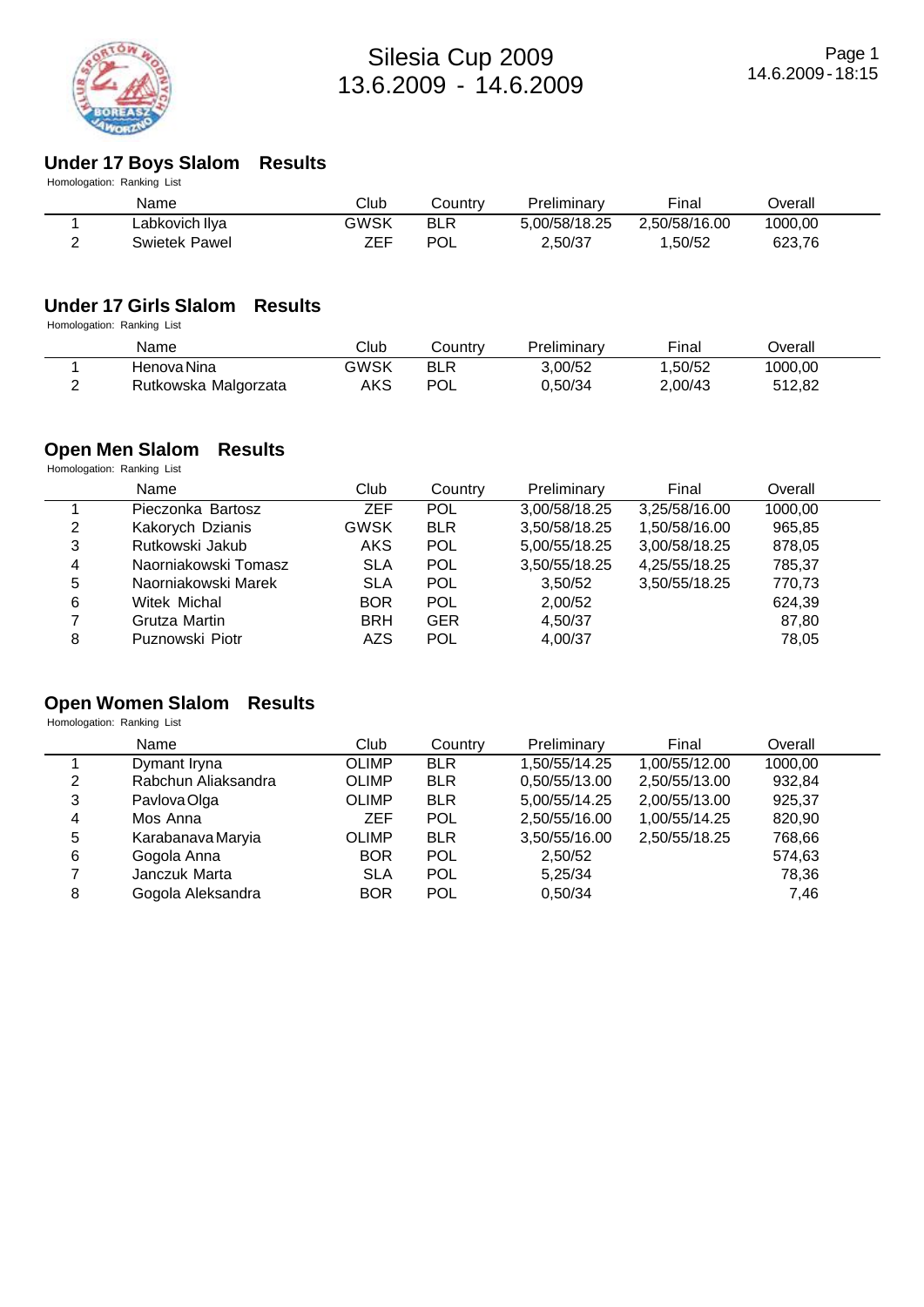# Silesia Cup 2009

13.6.2009 - 14.6.2009

## Under 17 Boys Slalom Results

Homologation: Ranking List

| | Name | Club | Country | Preliminary | Final | Overall |
|---|---|---|---|---|---|---|
| 1 | Labkovich Ilya | GWSK | BLR | 5,00/58/18.25 | 2,50/58/16.00 | 1000,00 |
| 2 | Swietek Pawel | ZEF | POL | 2,50/37 | 1,50/52 | 623,76 |

## Under 17 Girls Slalom Results

Homologation: Ranking List

| | Name | Club | Country | Preliminary | Final | Overall |
|---|---|---|---|---|---|---|
| 1 | Henova Nina | GWSK | BLR | 3,00/52 | 1,50/52 | 1000,00 |
| 2 | Rutkowska Malgorzata | AKS | POL | 0,50/34 | 2,00/43 | 512,82 |

## Open Men Slalom Results

Homologation: Ranking List

| | Name | Club | Country | Preliminary | Final | Overall |
|---|---|---|---|---|---|---|
| 1 | Pieczonka Bartosz | ZEF | POL | 3,00/58/18.25 | 3,25/58/16.00 | 1000,00 |
| 2 | Kakorych Dzianis | GWSK | BLR | 3,50/58/18.25 | 1,50/58/16.00 | 965,85 |
| 3 | Rutkowski Jakub | AKS | POL | 5,00/55/18.25 | 3,00/58/18.25 | 878,05 |
| 4 | Naorniakowski Tomasz | SLA | POL | 3,50/55/18.25 | 4,25/55/18.25 | 785,37 |
| 5 | Naorniakowski Marek | SLA | POL | 3,50/52 | 3,50/55/18.25 | 770,73 |
| 6 | Witek Michal | BOR | POL | 2,00/52 | | 624,39 |
| 7 | Grutza Martin | BRH | GER | 4,50/37 | | 87,80 |
| 8 | Puznowski Piotr | AZS | POL | 4,00/37 | | 78,05 |

## Open Women Slalom Results

Homologation: Ranking List

| | Name | Club | Country | Preliminary | Final | Overall |
|---|---|---|---|---|---|---|
| 1 | Dymant Iryna | OLIMP | BLR | 1,50/55/14.25 | 1,00/55/12.00 | 1000,00 |
| 2 | Rabchun Aliaksandra | OLIMP | BLR | 0,50/55/13.00 | 2,50/55/13.00 | 932,84 |
| 3 | Pavlova Olga | OLIMP | BLR | 5,00/55/14.25 | 2,00/55/13.00 | 925,37 |
| 4 | Mos Anna | ZEF | POL | 2,50/55/16.00 | 1,00/55/14.25 | 820,90 |
| 5 | Karabanava Maryia | OLIMP | BLR | 3,50/55/16.00 | 2,50/55/18.25 | 768,66 |
| 6 | Gogola Anna | BOR | POL | 2,50/52 | | 574,63 |
| 7 | Janczuk Marta | SLA | POL | 5,25/34 | | 78,36 |
| 8 | Gogola Aleksandra | BOR | POL | 0,50/34 | | 7,46 |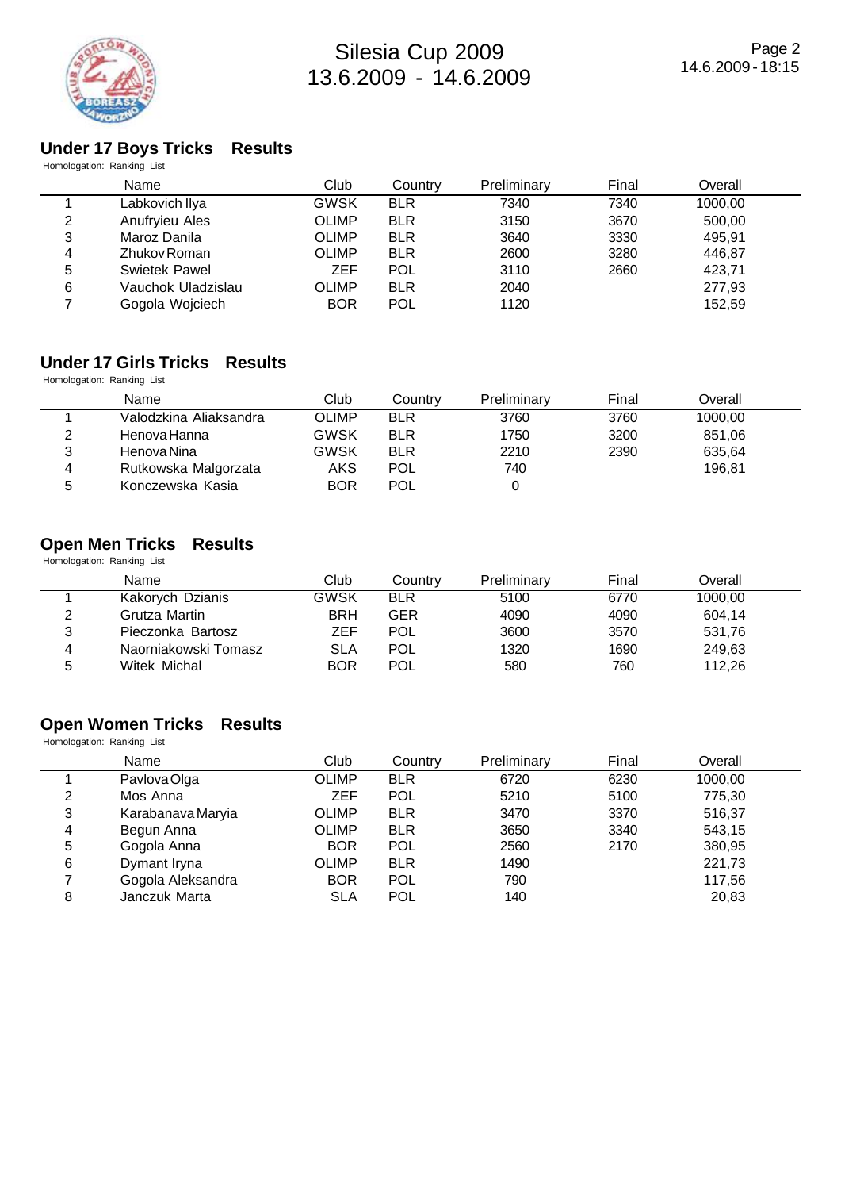# Silesia Cup 2009
## 13.6.2009 - 14.6.2009

### Under 17 Boys Tricks Results

Homologation: Ranking List

| | Name | Club | Country | Preliminary | Final | Overall |
|---|---|---|---|---|---|---|
| 1 | Labkovich Ilya | GWSK | BLR | 7340 | 7340 | 1000,00 |
| 2 | Anufryieu Ales | OLIMP | BLR | 3150 | 3670 | 500,00 |
| 3 | Maroz Danila | OLIMP | BLR | 3640 | 3330 | 495,91 |
| 4 | Zhukov Roman | OLIMP | BLR | 2600 | 3280 | 446,87 |
| 5 | Swietek Pawel | ZEF | POL | 3110 | 2660 | 423,71 |
| 6 | Vauchok Uladzislau | OLIMP | BLR | 2040 | | 277,93 |
| 7 | Gogola Wojciech | BOR | POL | 1120 | | 152,59 |

### Under 17 Girls Tricks Results

Homologation: Ranking List

| | Name | Club | Country | Preliminary | Final | Overall |
|---|---|---|---|---|---|---|
| 1 | Valodzkina Aliaksandra | OLIMP | BLR | 3760 | 3760 | 1000,00 |
| 2 | Henova Hanna | GWSK | BLR | 1750 | 3200 | 851,06 |
| 3 | Henova Nina | GWSK | BLR | 2210 | 2390 | 635,64 |
| 4 | Rutkowska Malgorzata | AKS | POL | 740 | | 196,81 |
| 5 | Konczewska Kasia | BOR | POL | 0 | | |

### Open Men Tricks Results

Homologation: Ranking List

| | Name | Club | Country | Preliminary | Final | Overall |
|---|---|---|---|---|---|---|
| 1 | Kakorych Dzianis | GWSK | BLR | 5100 | 6770 | 1000,00 |
| 2 | Grutza Martin | BRH | GER | 4090 | 4090 | 604,14 |
| 3 | Pieczonka Bartosz | ZEF | POL | 3600 | 3570 | 531,76 |
| 4 | Naorniakowski Tomasz | SLA | POL | 1320 | 1690 | 249,63 |
| 5 | Witek Michal | BOR | POL | 580 | 760 | 112,26 |

### Open Women Tricks Results

Homologation: Ranking List

| | Name | Club | Country | Preliminary | Final | Overall |
|---|---|---|---|---|---|---|
| 1 | Pavlova Olga | OLIMP | BLR | 6720 | 6230 | 1000,00 |
| 2 | Mos Anna | ZEF | POL | 5210 | 5100 | 775,30 |
| 3 | Karabanava Maryia | OLIMP | BLR | 3470 | 3370 | 516,37 |
| 4 | Begun Anna | OLIMP | BLR | 3650 | 3340 | 543,15 |
| 5 | Gogola Anna | BOR | POL | 2560 | 2170 | 380,95 |
| 6 | Dymant Iryna | OLIMP | BLR | 1490 | | 221,73 |
| 7 | Gogola Aleksandra | BOR | POL | 790 | | 117,56 |
| 8 | Janczuk Marta | SLA | POL | 140 | | 20,83 |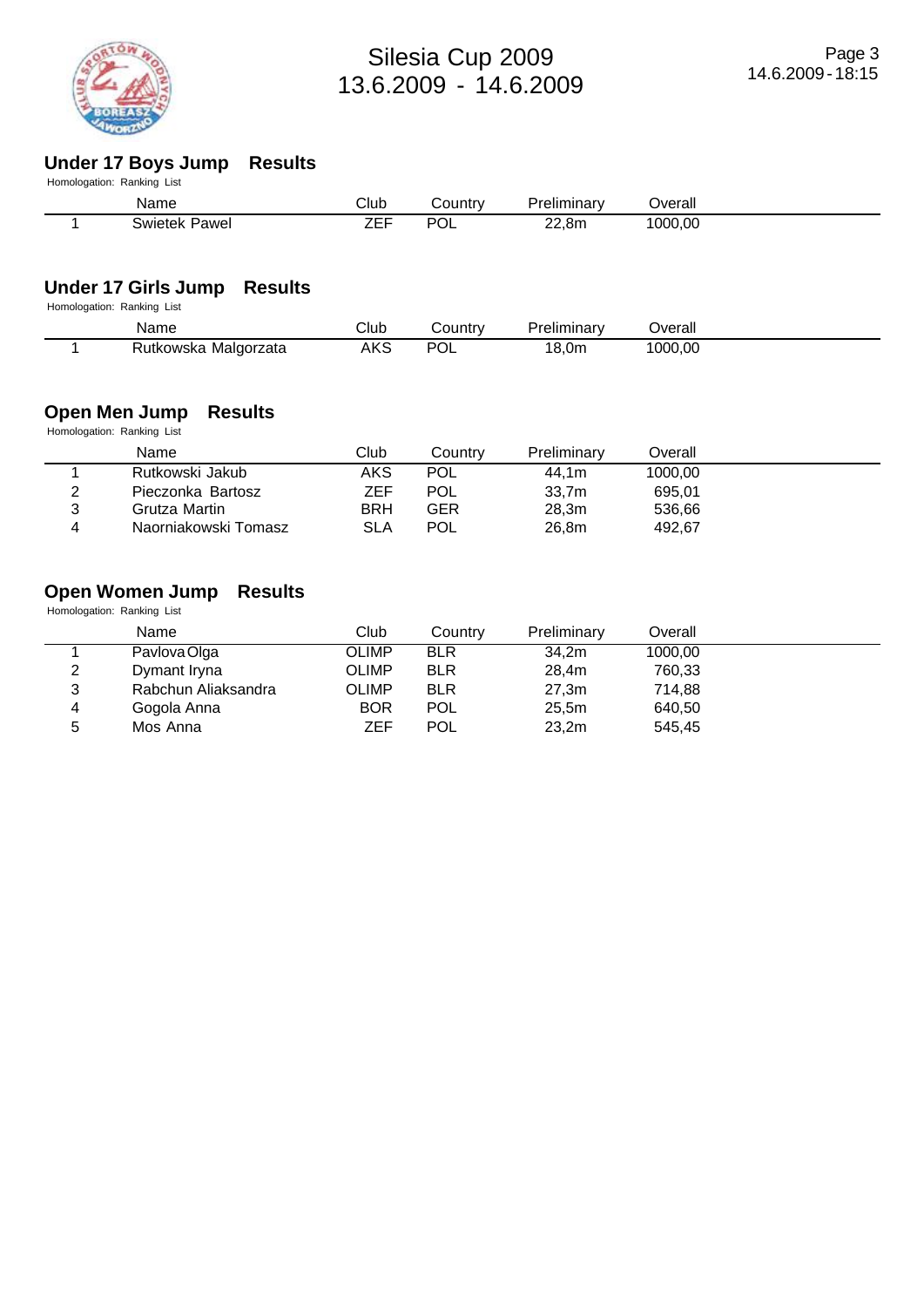# Silesia Cup 2009
# 13.6.2009 - 14.6.2009

## Under 17 Boys Jump Results

Homologation: Ranking List

| | Name | Club | Country | Preliminary | Overall |
|---|---|---|---|---|---|
| 1 | Swietek Pawel | ZEF | POL | 22,8m | 1000,00 |

## Under 17 Girls Jump Results

Homologation: Ranking List

| | Name | Club | Country | Preliminary | Overall |
|---|---|---|---|---|---|
| 1 | Rutkowska Malgorzata | AKS | POL | 18,0m | 1000,00 |

## Open Men Jump Results

Homologation: Ranking List

| | Name | Club | Country | Preliminary | Overall |
|---|---|---|---|---|---|
| 1 | Rutkowski Jakub | AKS | POL | 44,1m | 1000,00 |
| 2 | Pieczonka Bartosz | ZEF | POL | 33,7m | 695,01 |
| 3 | Grutza Martin | BRH | GER | 28,3m | 536,66 |
| 4 | Naorniakowski Tomasz | SLA | POL | 26,8m | 492,67 |

## Open Women Jump Results

Homologation: Ranking List

| | Name | Club | Country | Preliminary | Overall |
|---|---|---|---|---|---|
| 1 | Pavlova Olga | OLIMP | BLR | 34,2m | 1000,00 |
| 2 | Dymant Iryna | OLIMP | BLR | 28,4m | 760,33 |
| 3 | Rabchun Aliaksandra | OLIMP | BLR | 27,3m | 714,88 |
| 4 | Gogola Anna | BOR | POL | 25,5m | 640,50 |
| 5 | Mos Anna | ZEF | POL | 23,2m | 545,45 |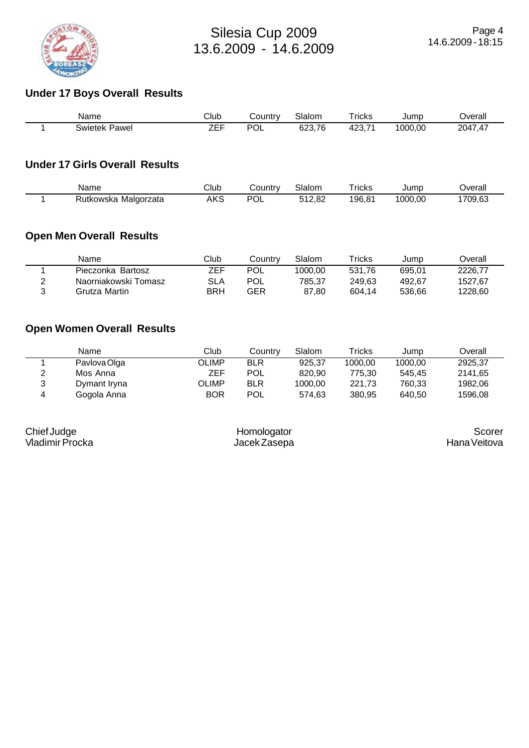# Silesia Cup 2009
13.6.2009 - 14.6.2009

## Under 17 Boys Overall Results

| | Name | Club | Country | Slalom | Tricks | Jump | Overall |
|---|---|---|---|---|---|---|---|
| 1 | Swietek Pawel | ZEF | POL | 623,76 | 423,71 | 1000,00 | 2047,47 |

## Under 17 Girls Overall Results

| | Name | Club | Country | Slalom | Tricks | Jump | Overall |
|---|---|---|---|---|---|---|---|
| 1 | Rutkowska Malgorzata | AKS | POL | 512,82 | 196,81 | 1000,00 | 1709,63 |

## Open Men Overall Results

| | Name | Club | Country | Slalom | Tricks | Jump | Overall |
|---|---|---|---|---|---|---|---|
| 1 | Pieczonka Bartosz | ZEF | POL | 1000,00 | 531,76 | 695,01 | 2226,77 |
| 2 | Naorniakowski Tomasz | SLA | POL | 785,37 | 249,63 | 492,67 | 1527,67 |
| 3 | Grutza Martin | BRH | GER | 87,80 | 604,14 | 536,66 | 1228,60 |

## Open Women Overall Results

| | Name | Club | Country | Slalom | Tricks | Jump | Overall |
|---|---|---|---|---|---|---|---|
| 1 | Pavlova Olga | OLIMP | BLR | 925,37 | 1000,00 | 1000,00 | 2925,37 |
| 2 | Mos Anna | ZEF | POL | 820,90 | 775,30 | 545,45 | 2141,65 |
| 3 | Dymant Iryna | OLIMP | BLR | 1000,00 | 221,73 | 760,33 | 1982,06 |
| 4 | Gogola Anna | BOR | POL | 574,63 | 380,95 | 640,50 | 1596,08 |

Chief Judge
Vladimir Procka

Homologator
Jacek Zasepa

Scorer
Hana Veitova